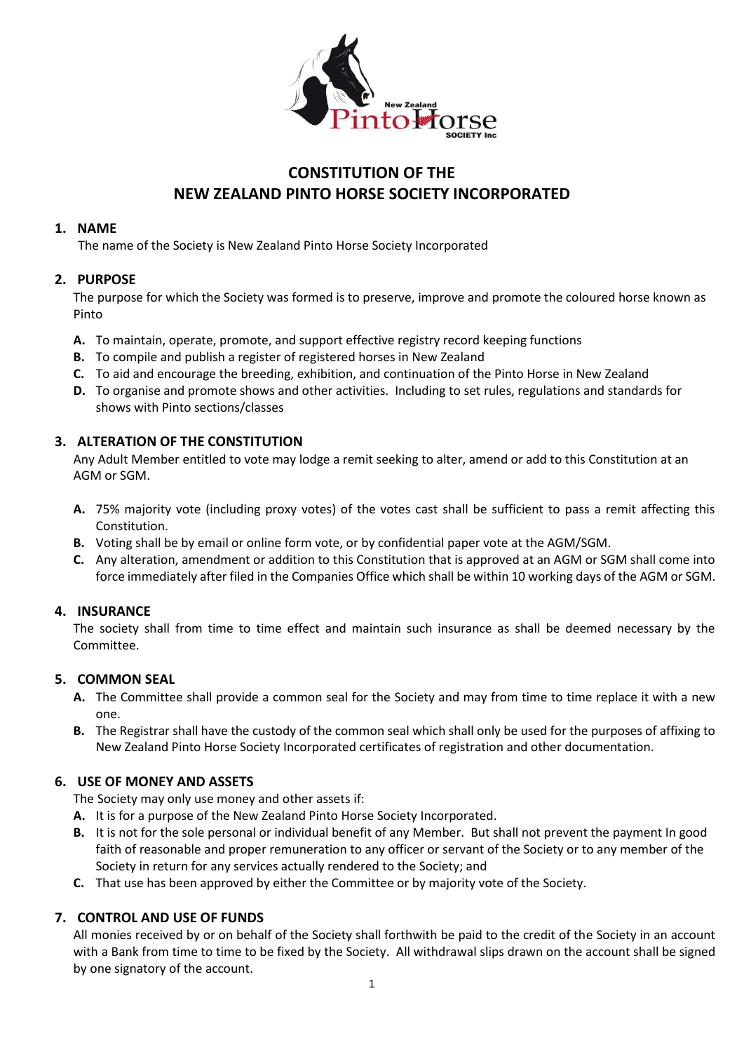# CONSTITUTION OF THE NEW ZEALAND PINTO HORSE SOCIETY INCORPORATED

## 1. NAME

The name of the Society is New Zealand Pinto Horse Society Incorporated

## 2. PURPOSE

The purpose for which the Society was formed is to preserve, improve and promote the coloured horse known as Pinto

- **A.** To maintain, operate, promote, and support effective registry record keeping functions
- **B.** To compile and publish a register of registered horses in New Zealand
- **C.** To aid and encourage the breeding, exhibition, and continuation of the Pinto Horse in New Zealand
- **D.** To organise and promote shows and other activities. Including to set rules, regulations and standards for shows with Pinto sections/classes

## 3. ALTERATION OF THE CONSTITUTION

Any Adult Member entitled to vote may lodge a remit seeking to alter, amend or add to this Constitution at an AGM or SGM.

- **A.** 75% majority vote (including proxy votes) of the votes cast shall be sufficient to pass a remit affecting this Constitution.
- **B.** Voting shall be by email or online form vote, or by confidential paper vote at the AGM/SGM.
- **C.** Any alteration, amendment or addition to this Constitution that is approved at an AGM or SGM shall come into force immediately after filed in the Companies Office which shall be within 10 working days of the AGM or SGM.

## 4. INSURANCE

The society shall from time to time effect and maintain such insurance as shall be deemed necessary by the Committee.

## 5. COMMON SEAL

- **A.** The Committee shall provide a common seal for the Society and may from time to time replace it with a new one.
- **B.** The Registrar shall have the custody of the common seal which shall only be used for the purposes of affixing to New Zealand Pinto Horse Society Incorporated certificates of registration and other documentation.

## 6. USE OF MONEY AND ASSETS

The Society may only use money and other assets if:

- **A.** It is for a purpose of the New Zealand Pinto Horse Society Incorporated.
- **B.** It is not for the sole personal or individual benefit of any Member. But shall not prevent the payment In good faith of reasonable and proper remuneration to any officer or servant of the Society or to any member of the Society in return for any services actually rendered to the Society; and
- **C.** That use has been approved by either the Committee or by majority vote of the Society.

## 7. CONTROL AND USE OF FUNDS

All monies received by or on behalf of the Society shall forthwith be paid to the credit of the Society in an account with a Bank from time to time to be fixed by the Society. All withdrawal slips drawn on the account shall be signed by one signatory of the account.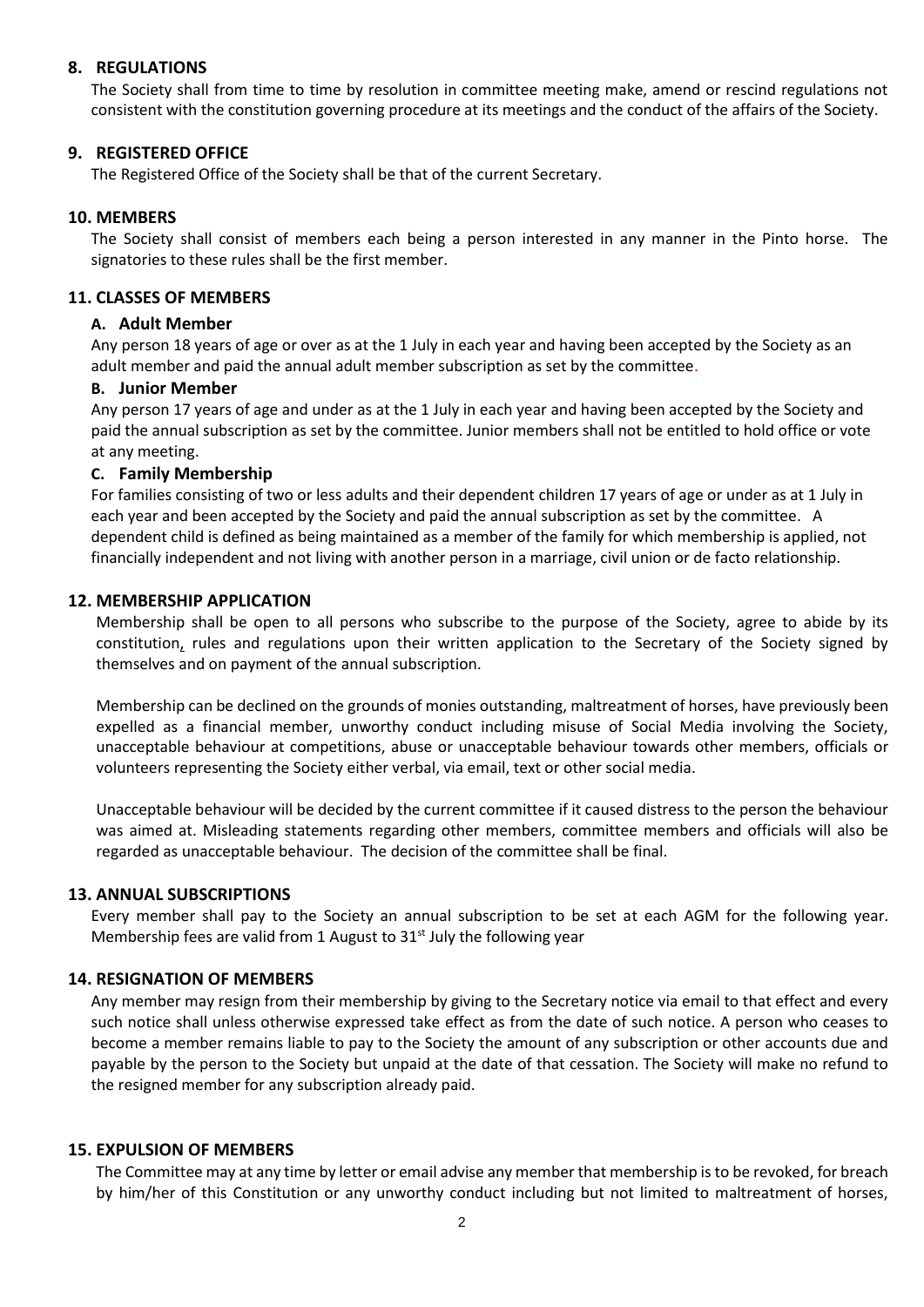## 8. REGULATIONS

The Society shall from time to time by resolution in committee meeting make, amend or rescind regulations not consistent with the constitution governing procedure at its meetings and the conduct of the affairs of the Society.

## 9. REGISTERED OFFICE

The Registered Office of the Society shall be that of the current Secretary.

## 10. MEMBERS

The Society shall consist of members each being a person interested in any manner in the Pinto horse. The signatories to these rules shall be the first member.

## 11. CLASSES OF MEMBERS

### A. Adult Member

Any person 18 years of age or over as at the 1 July in each year and having been accepted by the Society as an adult member and paid the annual adult member subscription as set by the committee.

### B. Junior Member

Any person 17 years of age and under as at the 1 July in each year and having been accepted by the Society and paid the annual subscription as set by the committee. Junior members shall not be entitled to hold office or vote at any meeting.

### C. Family Membership

For families consisting of two or less adults and their dependent children 17 years of age or under as at 1 July in each year and been accepted by the Society and paid the annual subscription as set by the committee. A dependent child is defined as being maintained as a member of the family for which membership is applied, not financially independent and not living with another person in a marriage, civil union or de facto relationship.

## 12. MEMBERSHIP APPLICATION

Membership shall be open to all persons who subscribe to the purpose of the Society, agree to abide by its constitution, rules and regulations upon their written application to the Secretary of the Society signed by themselves and on payment of the annual subscription.

Membership can be declined on the grounds of monies outstanding, maltreatment of horses, have previously been expelled as a financial member, unworthy conduct including misuse of Social Media involving the Society, unacceptable behaviour at competitions, abuse or unacceptable behaviour towards other members, officials or volunteers representing the Society either verbal, via email, text or other social media.

Unacceptable behaviour will be decided by the current committee if it caused distress to the person the behaviour was aimed at. Misleading statements regarding other members, committee members and officials will also be regarded as unacceptable behaviour. The decision of the committee shall be final.

## 13. ANNUAL SUBSCRIPTIONS

Every member shall pay to the Society an annual subscription to be set at each AGM for the following year. Membership fees are valid from 1 August to 31st July the following year

## 14. RESIGNATION OF MEMBERS

Any member may resign from their membership by giving to the Secretary notice via email to that effect and every such notice shall unless otherwise expressed take effect as from the date of such notice. A person who ceases to become a member remains liable to pay to the Society the amount of any subscription or other accounts due and payable by the person to the Society but unpaid at the date of that cessation. The Society will make no refund to the resigned member for any subscription already paid.

## 15. EXPULSION OF MEMBERS

The Committee may at any time by letter or email advise any member that membership is to be revoked, for breach by him/her of this Constitution or any unworthy conduct including but not limited to maltreatment of horses,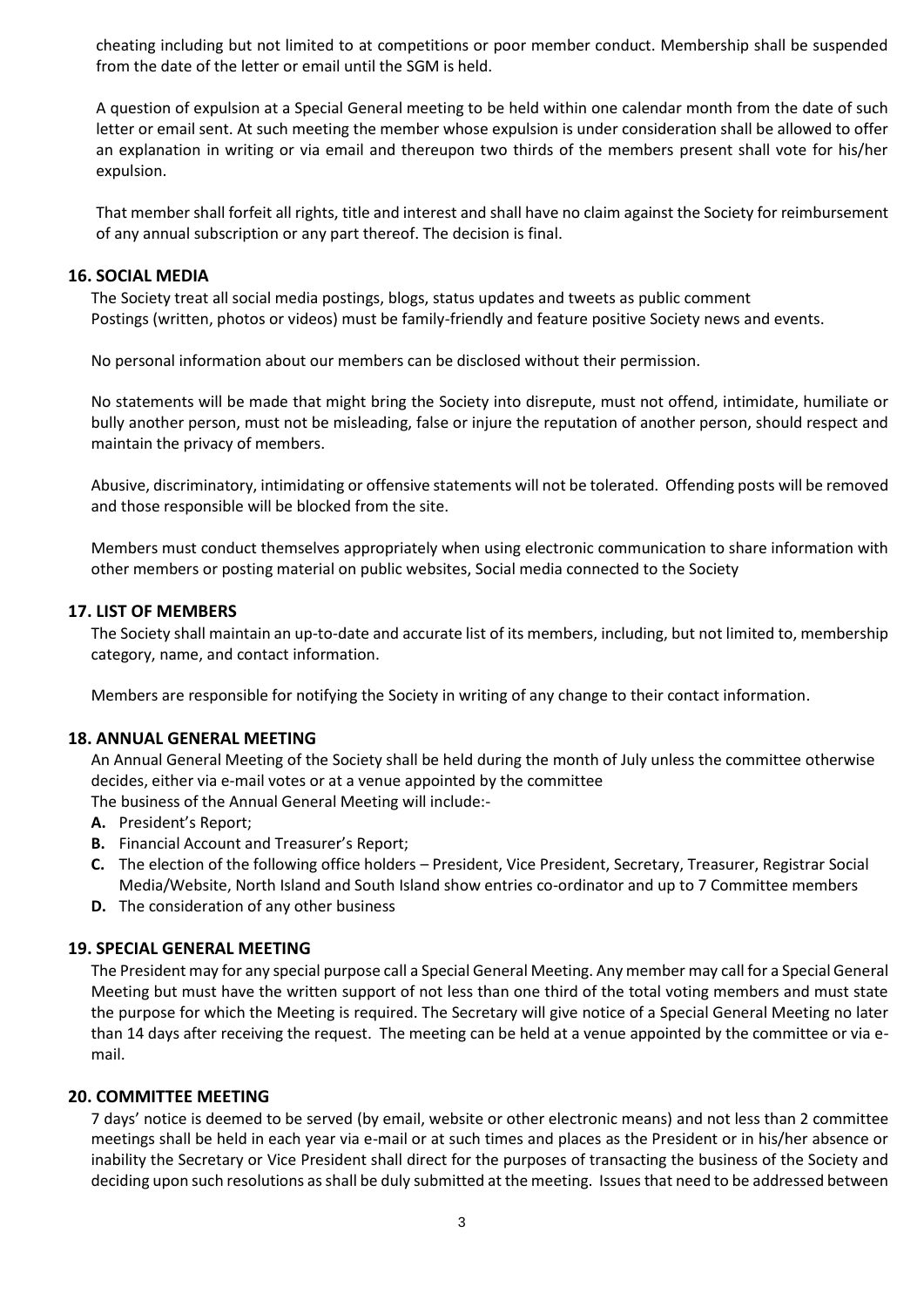cheating including but not limited to at competitions or poor member conduct. Membership shall be suspended from the date of the letter or email until the SGM is held.

A question of expulsion at a Special General meeting to be held within one calendar month from the date of such letter or email sent. At such meeting the member whose expulsion is under consideration shall be allowed to offer an explanation in writing or via email and thereupon two thirds of the members present shall vote for his/her expulsion.

That member shall forfeit all rights, title and interest and shall have no claim against the Society for reimbursement of any annual subscription or any part thereof. The decision is final.

### 16. SOCIAL MEDIA

The Society treat all social media postings, blogs, status updates and tweets as public comment
Postings (written, photos or videos) must be family-friendly and feature positive Society news and events.

No personal information about our members can be disclosed without their permission.

No statements will be made that might bring the Society into disrepute, must not offend, intimidate, humiliate or bully another person, must not be misleading, false or injure the reputation of another person, should respect and maintain the privacy of members.

Abusive, discriminatory, intimidating or offensive statements will not be tolerated. Offending posts will be removed and those responsible will be blocked from the site.

Members must conduct themselves appropriately when using electronic communication to share information with other members or posting material on public websites, Social media connected to the Society

### 17. LIST OF MEMBERS

The Society shall maintain an up-to-date and accurate list of its members, including, but not limited to, membership category, name, and contact information.

Members are responsible for notifying the Society in writing of any change to their contact information.

### 18. ANNUAL GENERAL MEETING

An Annual General Meeting of the Society shall be held during the month of July unless the committee otherwise decides, either via e-mail votes or at a venue appointed by the committee
The business of the Annual General Meeting will include:-

- **A.** President's Report;
- **B.** Financial Account and Treasurer's Report;
- **C.** The election of the following office holders – President, Vice President, Secretary, Treasurer, Registrar Social Media/Website, North Island and South Island show entries co-ordinator and up to 7 Committee members
- **D.** The consideration of any other business

### 19. SPECIAL GENERAL MEETING

The President may for any special purpose call a Special General Meeting. Any member may call for a Special General Meeting but must have the written support of not less than one third of the total voting members and must state the purpose for which the Meeting is required. The Secretary will give notice of a Special General Meeting no later than 14 days after receiving the request. The meeting can be held at a venue appointed by the committee or via e-mail.

### 20. COMMITTEE MEETING

7 days' notice is deemed to be served (by email, website or other electronic means) and not less than 2 committee meetings shall be held in each year via e-mail or at such times and places as the President or in his/her absence or inability the Secretary or Vice President shall direct for the purposes of transacting the business of the Society and deciding upon such resolutions as shall be duly submitted at the meeting. Issues that need to be addressed between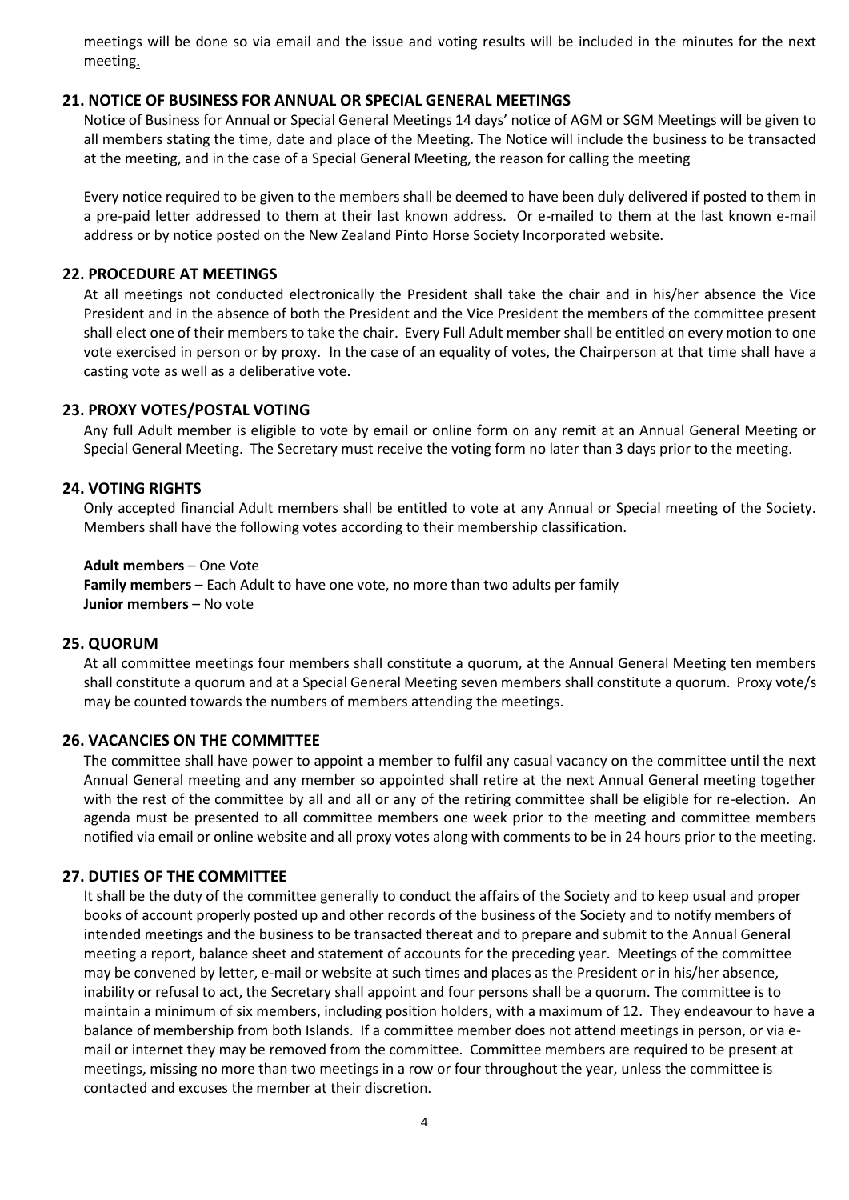meetings will be done so via email and the issue and voting results will be included in the minutes for the next meeting.

## 21. NOTICE OF BUSINESS FOR ANNUAL OR SPECIAL GENERAL MEETINGS

Notice of Business for Annual or Special General Meetings 14 days' notice of AGM or SGM Meetings will be given to all members stating the time, date and place of the Meeting. The Notice will include the business to be transacted at the meeting, and in the case of a Special General Meeting, the reason for calling the meeting

Every notice required to be given to the members shall be deemed to have been duly delivered if posted to them in a pre-paid letter addressed to them at their last known address. Or e-mailed to them at the last known e-mail address or by notice posted on the New Zealand Pinto Horse Society Incorporated website.

## 22. PROCEDURE AT MEETINGS

At all meetings not conducted electronically the President shall take the chair and in his/her absence the Vice President and in the absence of both the President and the Vice President the members of the committee present shall elect one of their members to take the chair. Every Full Adult member shall be entitled on every motion to one vote exercised in person or by proxy. In the case of an equality of votes, the Chairperson at that time shall have a casting vote as well as a deliberative vote.

## 23. PROXY VOTES/POSTAL VOTING

Any full Adult member is eligible to vote by email or online form on any remit at an Annual General Meeting or Special General Meeting. The Secretary must receive the voting form no later than 3 days prior to the meeting.

## 24. VOTING RIGHTS

Only accepted financial Adult members shall be entitled to vote at any Annual or Special meeting of the Society. Members shall have the following votes according to their membership classification.

**Adult members** – One Vote
**Family members** – Each Adult to have one vote, no more than two adults per family
**Junior members** – No vote

## 25. QUORUM

At all committee meetings four members shall constitute a quorum, at the Annual General Meeting ten members shall constitute a quorum and at a Special General Meeting seven members shall constitute a quorum. Proxy vote/s may be counted towards the numbers of members attending the meetings.

## 26. VACANCIES ON THE COMMITTEE

The committee shall have power to appoint a member to fulfil any casual vacancy on the committee until the next Annual General meeting and any member so appointed shall retire at the next Annual General meeting together with the rest of the committee by all and all or any of the retiring committee shall be eligible for re-election. An agenda must be presented to all committee members one week prior to the meeting and committee members notified via email or online website and all proxy votes along with comments to be in 24 hours prior to the meeting.

## 27. DUTIES OF THE COMMITTEE

It shall be the duty of the committee generally to conduct the affairs of the Society and to keep usual and proper books of account properly posted up and other records of the business of the Society and to notify members of intended meetings and the business to be transacted thereat and to prepare and submit to the Annual General meeting a report, balance sheet and statement of accounts for the preceding year. Meetings of the committee may be convened by letter, e-mail or website at such times and places as the President or in his/her absence, inability or refusal to act, the Secretary shall appoint and four persons shall be a quorum. The committee is to maintain a minimum of six members, including position holders, with a maximum of 12. They endeavour to have a balance of membership from both Islands. If a committee member does not attend meetings in person, or via e-mail or internet they may be removed from the committee. Committee members are required to be present at meetings, missing no more than two meetings in a row or four throughout the year, unless the committee is contacted and excuses the member at their discretion.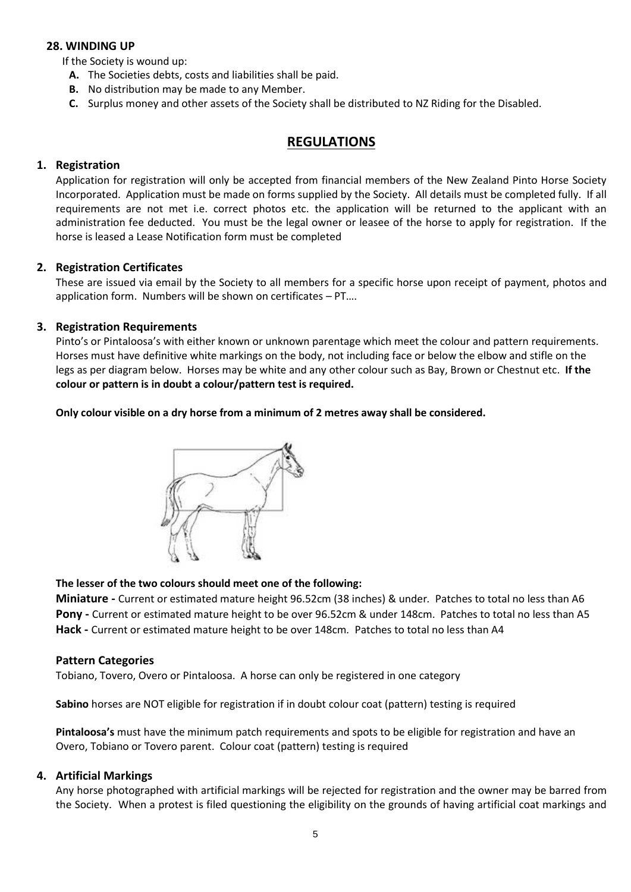### 28. WINDING UP

If the Society is wound up:

- **A.** The Societies debts, costs and liabilities shall be paid.
- **B.** No distribution may be made to any Member.
- **C.** Surplus money and other assets of the Society shall be distributed to NZ Riding for the Disabled.

## REGULATIONS

### 1. Registration

Application for registration will only be accepted from financial members of the New Zealand Pinto Horse Society Incorporated. Application must be made on forms supplied by the Society. All details must be completed fully. If all requirements are not met i.e. correct photos etc. the application will be returned to the applicant with an administration fee deducted. You must be the legal owner or leasee of the horse to apply for registration. If the horse is leased a Lease Notification form must be completed

### 2. Registration Certificates

These are issued via email by the Society to all members for a specific horse upon receipt of payment, photos and application form. Numbers will be shown on certificates – PT….

### 3. Registration Requirements

Pinto's or Pintaloosa's with either known or unknown parentage which meet the colour and pattern requirements. Horses must have definitive white markings on the body, not including face or below the elbow and stifle on the legs as per diagram below. Horses may be white and any other colour such as Bay, Brown or Chestnut etc. **If the colour or pattern is in doubt a colour/pattern test is required.**

**Only colour visible on a dry horse from a minimum of 2 metres away shall be considered.**

**The lesser of the two colours should meet one of the following:**

**Miniature -** Current or estimated mature height 96.52cm (38 inches) & under. Patches to total no less than A6

**Pony -** Current or estimated mature height to be over 96.52cm & under 148cm. Patches to total no less than A5

**Hack -** Current or estimated mature height to be over 148cm. Patches to total no less than A4

#### Pattern Categories

Tobiano, Tovero, Overo or Pintaloosa. A horse can only be registered in one category

**Sabino** horses are NOT eligible for registration if in doubt colour coat (pattern) testing is required

**Pintaloosa's** must have the minimum patch requirements and spots to be eligible for registration and have an Overo, Tobiano or Tovero parent. Colour coat (pattern) testing is required

### 4. Artificial Markings

Any horse photographed with artificial markings will be rejected for registration and the owner may be barred from the Society. When a protest is filed questioning the eligibility on the grounds of having artificial coat markings and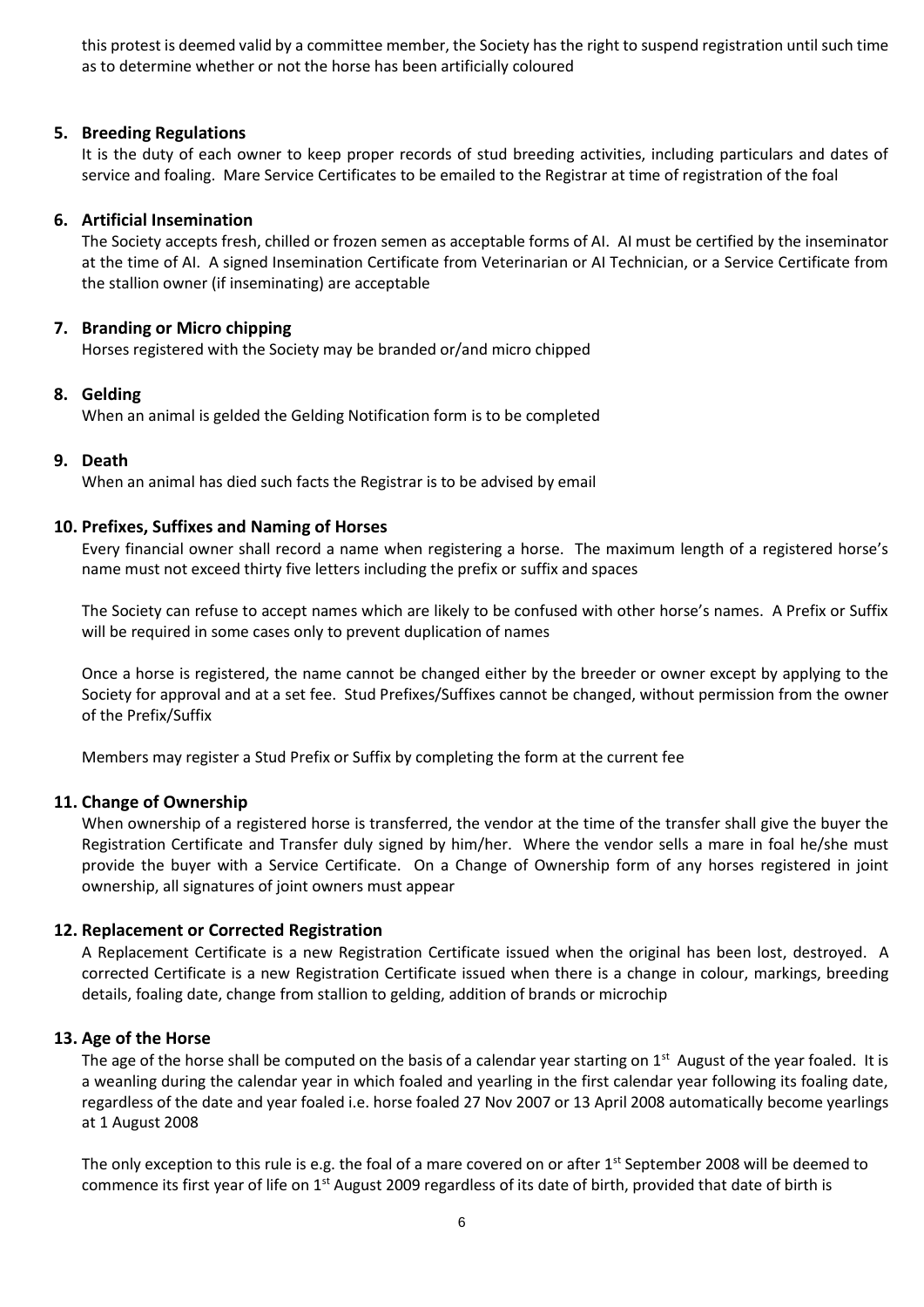this protest is deemed valid by a committee member, the Society has the right to suspend registration until such time as to determine whether or not the horse has been artificially coloured

### 5. Breeding Regulations

It is the duty of each owner to keep proper records of stud breeding activities, including particulars and dates of service and foaling. Mare Service Certificates to be emailed to the Registrar at time of registration of the foal

### 6. Artificial Insemination

The Society accepts fresh, chilled or frozen semen as acceptable forms of AI. AI must be certified by the inseminator at the time of AI. A signed Insemination Certificate from Veterinarian or AI Technician, or a Service Certificate from the stallion owner (if inseminating) are acceptable

### 7. Branding or Micro chipping

Horses registered with the Society may be branded or/and micro chipped

### 8. Gelding

When an animal is gelded the Gelding Notification form is to be completed

### 9. Death

When an animal has died such facts the Registrar is to be advised by email

### 10. Prefixes, Suffixes and Naming of Horses

Every financial owner shall record a name when registering a horse. The maximum length of a registered horse's name must not exceed thirty five letters including the prefix or suffix and spaces

The Society can refuse to accept names which are likely to be confused with other horse's names. A Prefix or Suffix will be required in some cases only to prevent duplication of names

Once a horse is registered, the name cannot be changed either by the breeder or owner except by applying to the Society for approval and at a set fee. Stud Prefixes/Suffixes cannot be changed, without permission from the owner of the Prefix/Suffix

Members may register a Stud Prefix or Suffix by completing the form at the current fee

### 11. Change of Ownership

When ownership of a registered horse is transferred, the vendor at the time of the transfer shall give the buyer the Registration Certificate and Transfer duly signed by him/her. Where the vendor sells a mare in foal he/she must provide the buyer with a Service Certificate. On a Change of Ownership form of any horses registered in joint ownership, all signatures of joint owners must appear

### 12. Replacement or Corrected Registration

A Replacement Certificate is a new Registration Certificate issued when the original has been lost, destroyed. A corrected Certificate is a new Registration Certificate issued when there is a change in colour, markings, breeding details, foaling date, change from stallion to gelding, addition of brands or microchip

### 13. Age of the Horse

The age of the horse shall be computed on the basis of a calendar year starting on 1st August of the year foaled. It is a weanling during the calendar year in which foaled and yearling in the first calendar year following its foaling date, regardless of the date and year foaled i.e. horse foaled 27 Nov 2007 or 13 April 2008 automatically become yearlings at 1 August 2008

The only exception to this rule is e.g. the foal of a mare covered on or after 1st September 2008 will be deemed to commence its first year of life on 1st August 2009 regardless of its date of birth, provided that date of birth is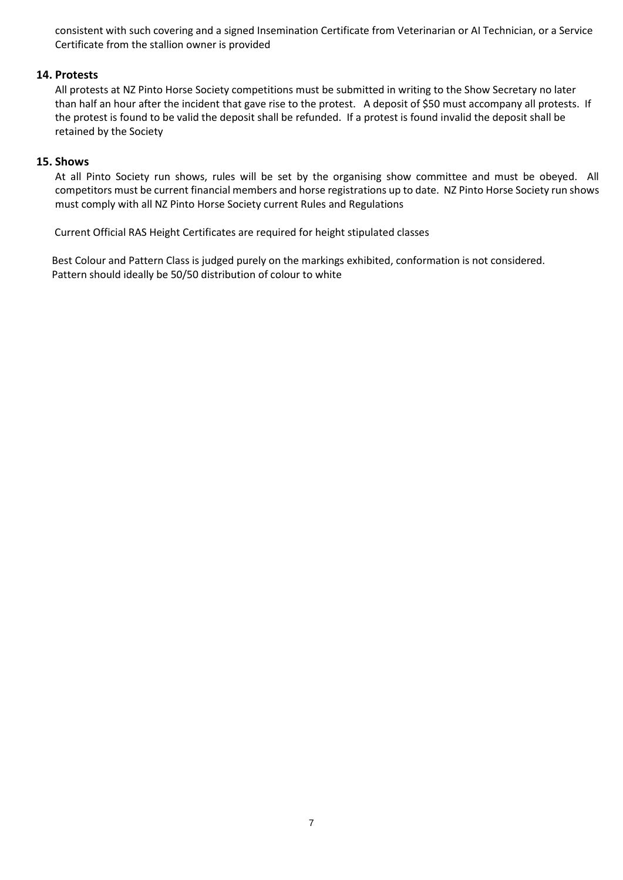consistent with such covering and a signed Insemination Certificate from Veterinarian or AI Technician, or a Service Certificate from the stallion owner is provided

## 14. Protests

All protests at NZ Pinto Horse Society competitions must be submitted in writing to the Show Secretary no later than half an hour after the incident that gave rise to the protest. A deposit of $50 must accompany all protests. If the protest is found to be valid the deposit shall be refunded. If a protest is found invalid the deposit shall be retained by the Society

## 15. Shows

At all Pinto Society run shows, rules will be set by the organising show committee and must be obeyed. All competitors must be current financial members and horse registrations up to date. NZ Pinto Horse Society run shows must comply with all NZ Pinto Horse Society current Rules and Regulations

Current Official RAS Height Certificates are required for height stipulated classes

Best Colour and Pattern Class is judged purely on the markings exhibited, conformation is not considered. Pattern should ideally be 50/50 distribution of colour to white